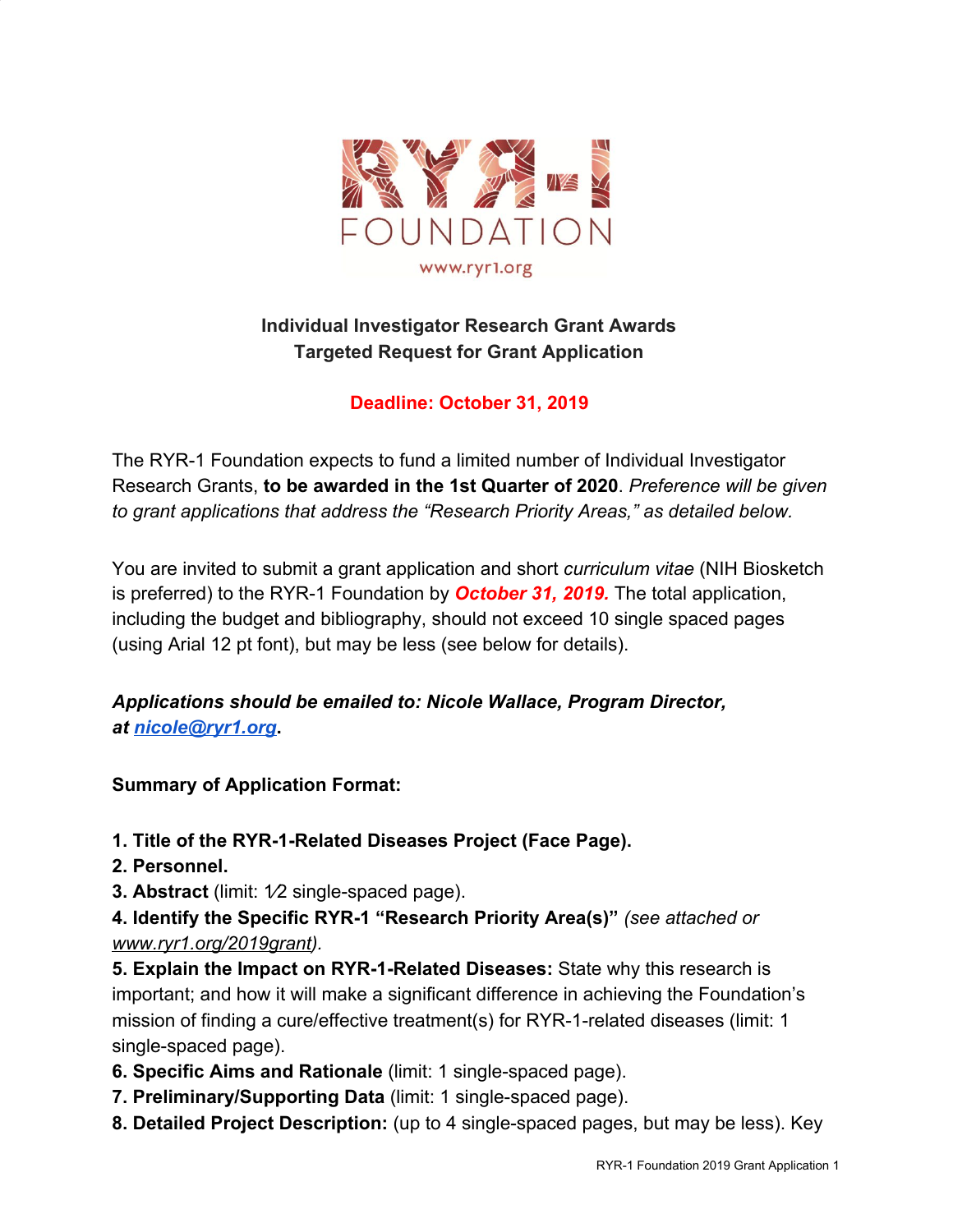RYR-1 FOUNDATION

www.ryr1.org

**Individual Investigator Research Grant Awards**
**Targeted Request for Grant Application**

**Deadline: October 31, 2019**

The RYR-1 Foundation expects to fund a limited number of Individual Investigator Research Grants, **to be awarded in the 1st Quarter of 2020**. *Preference will be given to grant applications that address the "Research Priority Areas," as detailed below.*

You are invited to submit a grant application and short *curriculum vitae* (NIH Biosketch is preferred) to the RYR-1 Foundation by ***October 31, 2019.*** The total application, including the budget and bibliography, should not exceed 10 single spaced pages (using Arial 12 pt font), but may be less (see below for details).

***Applications should be emailed to: Nicole Wallace, Program Director, at [nicole@ryr1.org](mailto:nicole@ryr1.org).***

**Summary of Application Format:**

**1. Title of the RYR-1-Related Diseases Project (Face Page).**
**2. Personnel.**
**3. Abstract** (limit: 1⁄2 single-spaced page).
**4. Identify the Specific RYR-1 "Research Priority Area(s)"** *(see attached or www.ryr1.org/2019grant).*
**5. Explain the Impact on RYR-1-Related Diseases:** State why this research is important; and how it will make a significant difference in achieving the Foundation's mission of finding a cure/effective treatment(s) for RYR-1-related diseases (limit: 1 single-spaced page).
**6. Specific Aims and Rationale** (limit: 1 single-spaced page).
**7. Preliminary/Supporting Data** (limit: 1 single-spaced page).
**8. Detailed Project Description:** (up to 4 single-spaced pages, but may be less). Key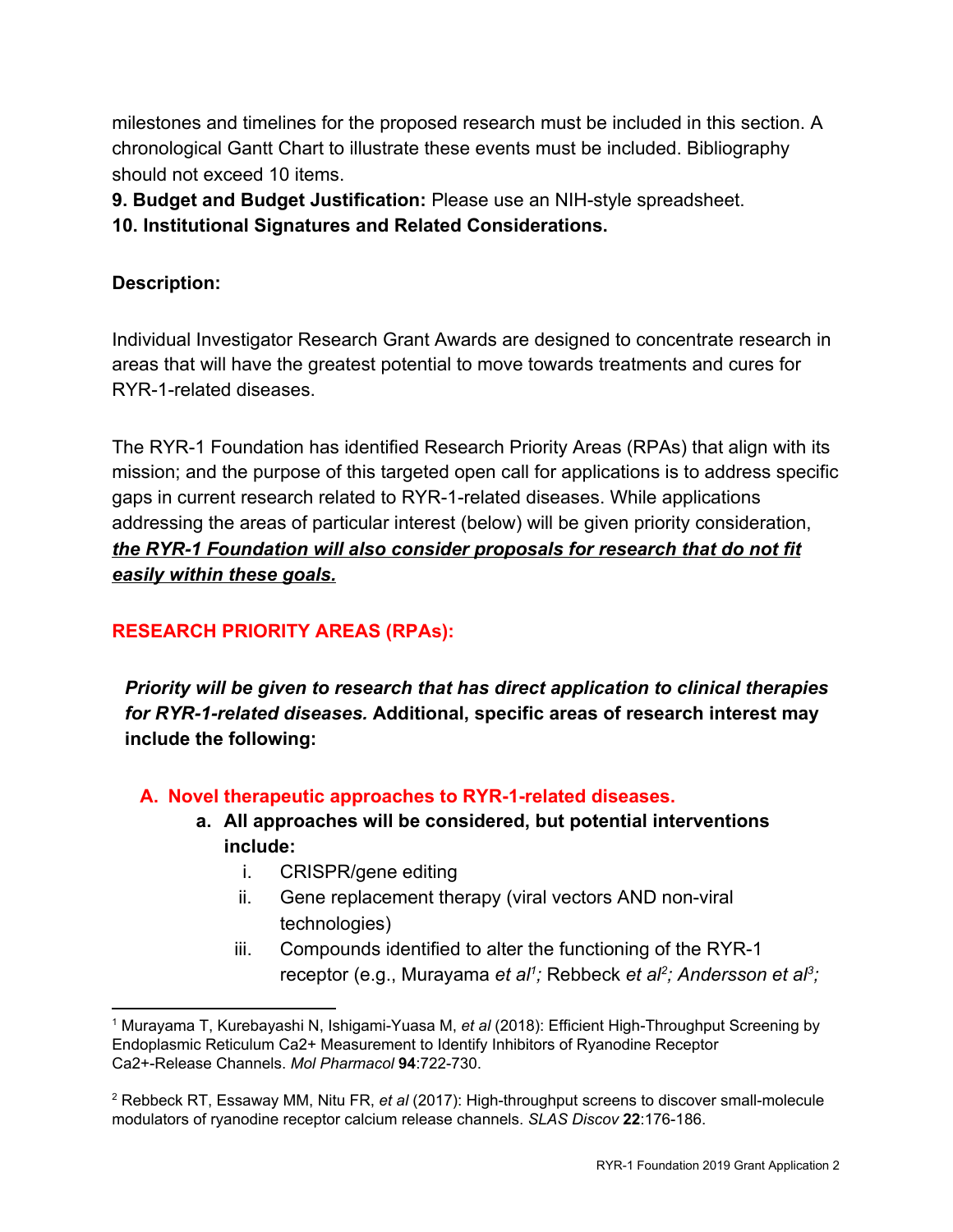milestones and timelines for the proposed research must be included in this section. A chronological Gantt Chart to illustrate these events must be included. Bibliography should not exceed 10 items.

**9. Budget and Budget Justification:** Please use an NIH-style spreadsheet.

**10. Institutional Signatures and Related Considerations.**

**Description:**

Individual Investigator Research Grant Awards are designed to concentrate research in areas that will have the greatest potential to move towards treatments and cures for RYR-1-related diseases.

The RYR-1 Foundation has identified Research Priority Areas (RPAs) that align with its mission; and the purpose of this targeted open call for applications is to address specific gaps in current research related to RYR-1-related diseases. While applications addressing the areas of particular interest (below) will be given priority consideration, ***the RYR-1 Foundation will also consider proposals for research that do not fit easily within these goals.***

## RESEARCH PRIORITY AREAS (RPAs):

***Priority will be given to research that has direct application to clinical therapies for RYR-1-related diseases.*** **Additional, specific areas of research interest may include the following:**

A. **Novel therapeutic approaches to RYR-1-related diseases.**
   a. **All approaches will be considered, but potential interventions include:**
      i. CRISPR/gene editing
      ii. Gene replacement therapy (viral vectors AND non-viral technologies)
      iii. Compounds identified to alter the functioning of the RYR-1 receptor (e.g., Murayama *et al*[1]*;* Rebbeck *et al*[2]*; Andersson et al*[3]*;*

---

[1] Murayama T, Kurebayashi N, Ishigami-Yuasa M, *et al* (2018): Efficient High-Throughput Screening by Endoplasmic Reticulum Ca2+ Measurement to Identify Inhibitors of Ryanodine Receptor Ca2+-Release Channels. *Mol Pharmacol* **94**:722-730.

[2] Rebbeck RT, Essaway MM, Nitu FR, *et al* (2017): High-throughput screens to discover small-molecule modulators of ryanodine receptor calcium release channels. *SLAS Discov* **22**:176-186.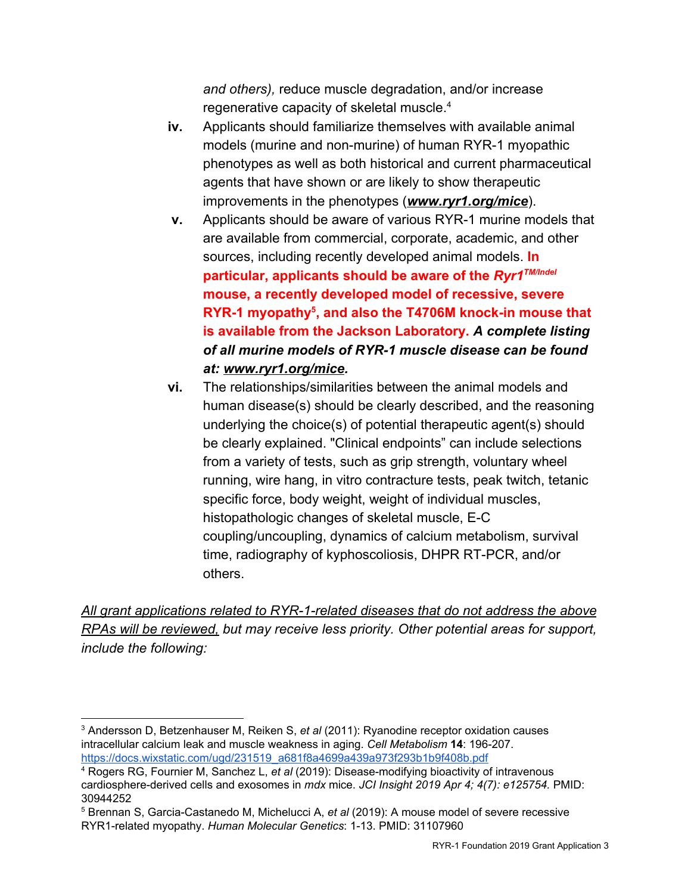*and others),* reduce muscle degradation, and/or increase regenerative capacity of skeletal muscle.[4]

iv. Applicants should familiarize themselves with available animal models (murine and non-murine) of human RYR-1 myopathic phenotypes as well as both historical and current pharmaceutical agents that have shown or are likely to show therapeutic improvements in the phenotypes (***www.ryr1.org/mice***).

v. Applicants should be aware of various RYR-1 murine models that are available from commercial, corporate, academic, and other sources, including recently developed animal models. **In particular, applicants should be aware of the *Ryr1*$^{TM/Indel}$ mouse, a recently developed model of recessive, severe RYR-1 myopathy[5], and also the T4706M knock-in mouse that is available from the Jackson Laboratory.** ***A complete listing of all murine models of RYR-1 muscle disease can be found at: www.ryr1.org/mice.***

vi. The relationships/similarities between the animal models and human disease(s) should be clearly described, and the reasoning underlying the choice(s) of potential therapeutic agent(s) should be clearly explained. "Clinical endpoints" can include selections from a variety of tests, such as grip strength, voluntary wheel running, wire hang, in vitro contracture tests, peak twitch, tetanic specific force, body weight, weight of individual muscles, histopathologic changes of skeletal muscle, E-C coupling/uncoupling, dynamics of calcium metabolism, survival time, radiography of kyphoscoliosis, DHPR RT-PCR, and/or others.

*All grant applications related to RYR-1-related diseases that do not address the above RPAs will be reviewed, but may receive less priority. Other potential areas for support, include the following:*

---

[3] Andersson D, Betzenhauser M, Reiken S, *et al* (2011): Ryanodine receptor oxidation causes intracellular calcium leak and muscle weakness in aging. *Cell Metabolism* **14**: 196-207. https://docs.wixstatic.com/ugd/231519_a681f8a4699a439a973f293b1b9f408b.pdf

[4] Rogers RG, Fournier M, Sanchez L, *et al* (2019): Disease-modifying bioactivity of intravenous cardiosphere-derived cells and exosomes in *mdx* mice. *JCI Insight 2019 Apr 4; 4(7): e125754.* PMID: 30944252

[5] Brennan S, Garcia-Castanedo M, Michelucci A, *et al* (2019): A mouse model of severe recessive RYR1-related myopathy. *Human Molecular Genetics*: 1-13. PMID: 31107960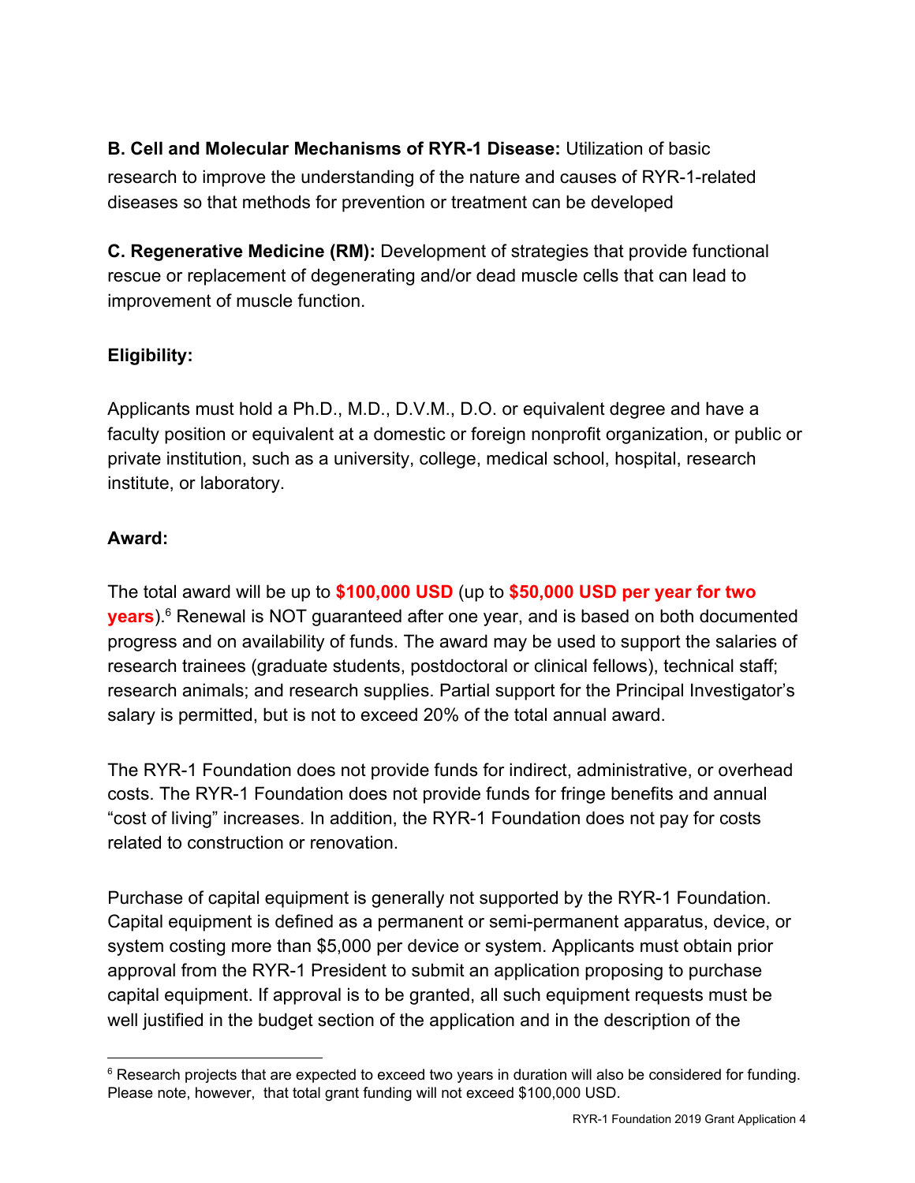**B. Cell and Molecular Mechanisms of RYR-1 Disease:** Utilization of basic research to improve the understanding of the nature and causes of RYR-1-related diseases so that methods for prevention or treatment can be developed

**C. Regenerative Medicine (RM):** Development of strategies that provide functional rescue or replacement of degenerating and/or dead muscle cells that can lead to improvement of muscle function.

**Eligibility:**

Applicants must hold a Ph.D., M.D., D.V.M., D.O. or equivalent degree and have a faculty position or equivalent at a domestic or foreign nonprofit organization, or public or private institution, such as a university, college, medical school, hospital, research institute, or laboratory.

**Award:**

The total award will be up to **$100,000 USD** (up to **$50,000 USD per year for two years**).[6] Renewal is NOT guaranteed after one year, and is based on both documented progress and on availability of funds. The award may be used to support the salaries of research trainees (graduate students, postdoctoral or clinical fellows), technical staff; research animals; and research supplies. Partial support for the Principal Investigator's salary is permitted, but is not to exceed 20% of the total annual award.

The RYR-1 Foundation does not provide funds for indirect, administrative, or overhead costs. The RYR-1 Foundation does not provide funds for fringe benefits and annual "cost of living" increases. In addition, the RYR-1 Foundation does not pay for costs related to construction or renovation.

Purchase of capital equipment is generally not supported by the RYR-1 Foundation. Capital equipment is defined as a permanent or semi-permanent apparatus, device, or system costing more than $5,000 per device or system. Applicants must obtain prior approval from the RYR-1 President to submit an application proposing to purchase capital equipment. If approval is to be granted, all such equipment requests must be well justified in the budget section of the application and in the description of the

[6] Research projects that are expected to exceed two years in duration will also be considered for funding. Please note, however, that total grant funding will not exceed $100,000 USD.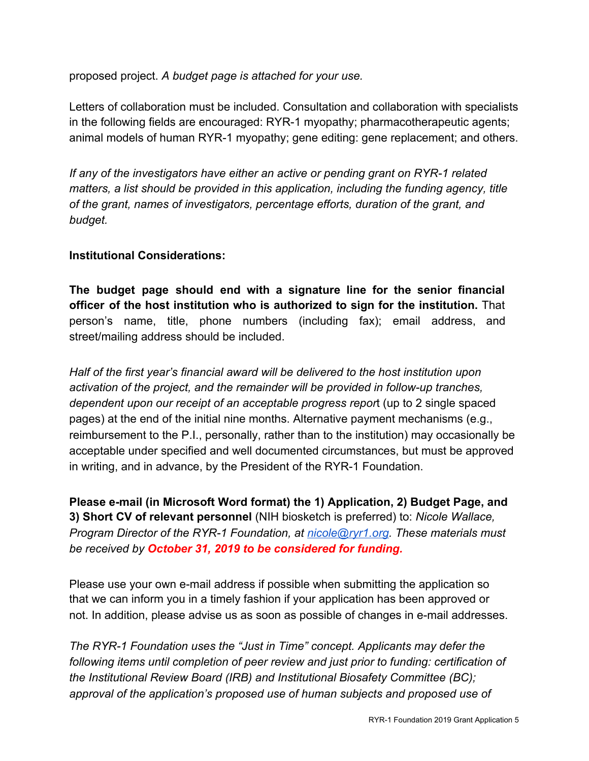proposed project. *A budget page is attached for your use.*

Letters of collaboration must be included. Consultation and collaboration with specialists in the following fields are encouraged: RYR-1 myopathy; pharmacotherapeutic agents; animal models of human RYR-1 myopathy; gene editing: gene replacement; and others.

*If any of the investigators have either an active or pending grant on RYR-1 related matters, a list should be provided in this application, including the funding agency, title of the grant, names of investigators, percentage efforts, duration of the grant, and budget.*

**Institutional Considerations:**

**The budget page should end with a signature line for the senior financial officer of the host institution who is authorized to sign for the institution.** That person's name, title, phone numbers (including fax); email address, and street/mailing address should be included.

*Half of the first year's financial award will be delivered to the host institution upon activation of the project, and the remainder will be provided in follow-up tranches, dependent upon our receipt of an acceptable progress repor*t (up to 2 single spaced pages) at the end of the initial nine months. Alternative payment mechanisms (e.g., reimbursement to the P.I., personally, rather than to the institution) may occasionally be acceptable under specified and well documented circumstances, but must be approved in writing, and in advance, by the President of the RYR-1 Foundation.

**Please e-mail (in Microsoft Word format) the 1) Application, 2) Budget Page, and 3) Short CV of relevant personnel** (NIH biosketch is preferred) to: *Nicole Wallace, Program Director of the RYR-1 Foundation, at [nicole@ryr1.org](mailto:nicole@ryr1.org). These materials must be received by* ***October 31, 2019 to be considered for funding.***

Please use your own e-mail address if possible when submitting the application so that we can inform you in a timely fashion if your application has been approved or not. In addition, please advise us as soon as possible of changes in e-mail addresses.

*The RYR-1 Foundation uses the "Just in Time" concept. Applicants may defer the following items until completion of peer review and just prior to funding: certification of the Institutional Review Board (IRB) and Institutional Biosafety Committee (BC); approval of the application's proposed use of human subjects and proposed use of*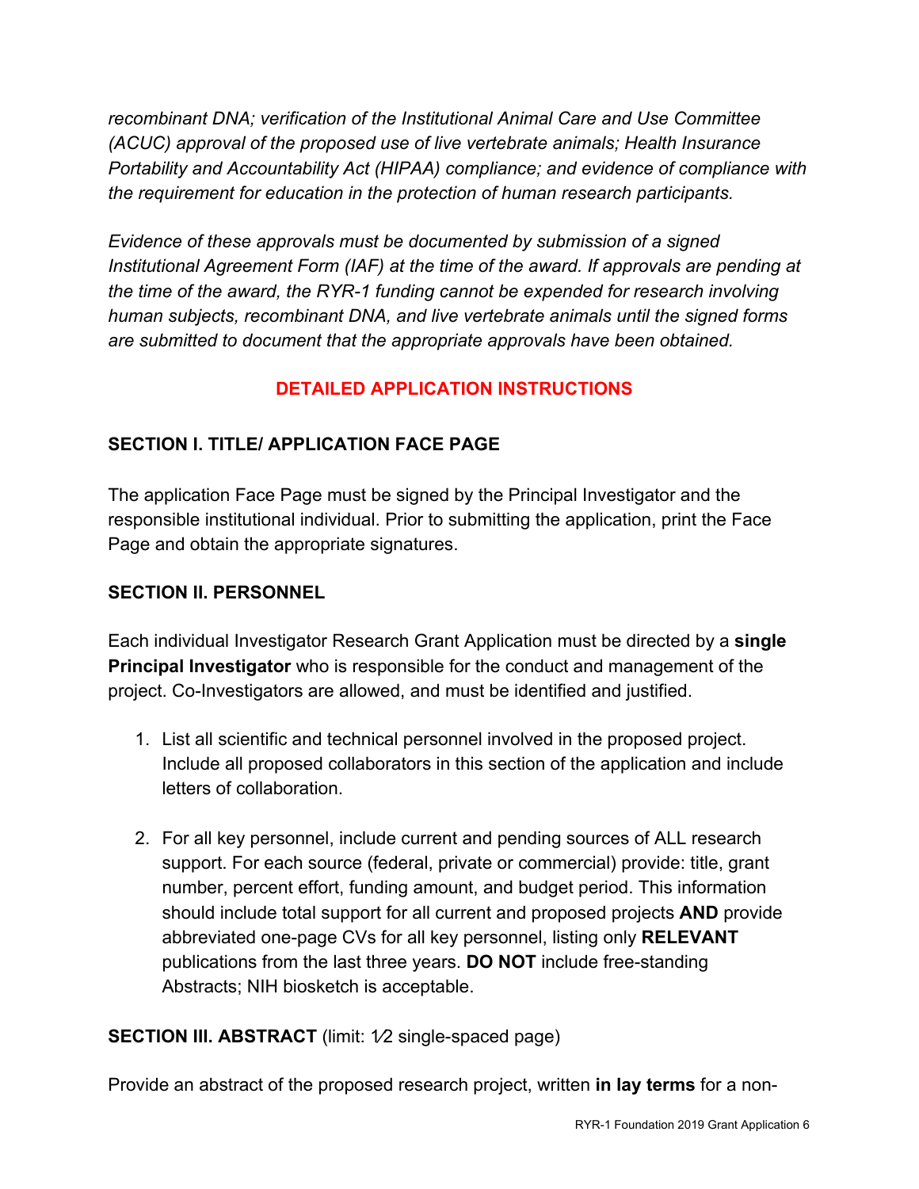*recombinant DNA; verification of the Institutional Animal Care and Use Committee (ACUC) approval of the proposed use of live vertebrate animals; Health Insurance Portability and Accountability Act (HIPAA) compliance; and evidence of compliance with the requirement for education in the protection of human research participants.*

*Evidence of these approvals must be documented by submission of a signed Institutional Agreement Form (IAF) at the time of the award. If approvals are pending at the time of the award, the RYR-1 funding cannot be expended for research involving human subjects, recombinant DNA, and live vertebrate animals until the signed forms are submitted to document that the appropriate approvals have been obtained.*

## DETAILED APPLICATION INSTRUCTIONS

### SECTION I. TITLE/ APPLICATION FACE PAGE

The application Face Page must be signed by the Principal Investigator and the responsible institutional individual. Prior to submitting the application, print the Face Page and obtain the appropriate signatures.

### SECTION II. PERSONNEL

Each individual Investigator Research Grant Application must be directed by a **single Principal Investigator** who is responsible for the conduct and management of the project. Co-Investigators are allowed, and must be identified and justified.

1. List all scientific and technical personnel involved in the proposed project. Include all proposed collaborators in this section of the application and include letters of collaboration.

2. For all key personnel, include current and pending sources of ALL research support. For each source (federal, private or commercial) provide: title, grant number, percent effort, funding amount, and budget period. This information should include total support for all current and proposed projects **AND** provide abbreviated one-page CVs for all key personnel, listing only **RELEVANT** publications from the last three years. **DO NOT** include free-standing Abstracts; NIH biosketch is acceptable.

### SECTION III. ABSTRACT (limit: 1⁄2 single-spaced page)

Provide an abstract of the proposed research project, written **in lay terms** for a non-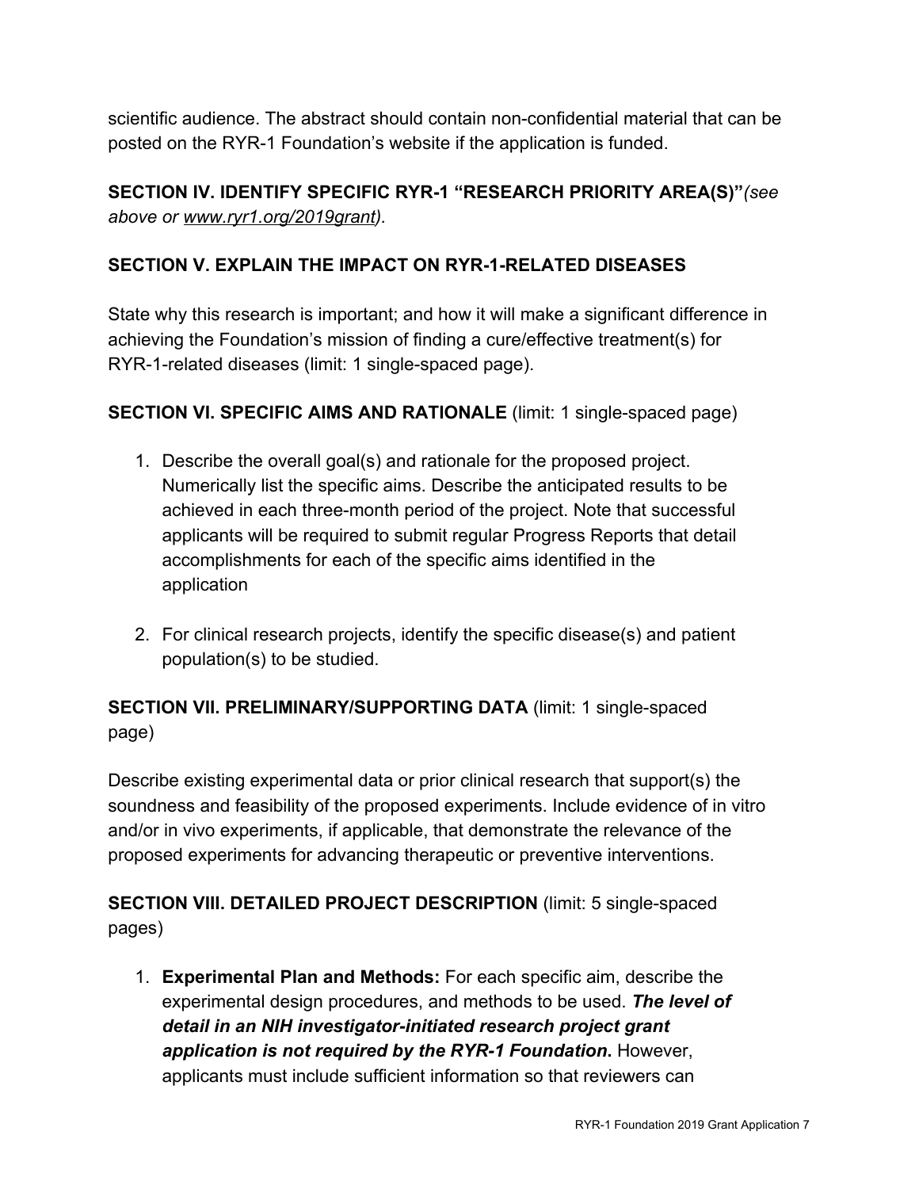scientific audience. The abstract should contain non-confidential material that can be posted on the RYR-1 Foundation's website if the application is funded.

**SECTION IV. IDENTIFY SPECIFIC RYR-1 "RESEARCH PRIORITY AREA(S)"** *(see above or www.ryr1.org/2019grant).*

**SECTION V. EXPLAIN THE IMPACT ON RYR-1-RELATED DISEASES**

State why this research is important; and how it will make a significant difference in achieving the Foundation's mission of finding a cure/effective treatment(s) for RYR-1-related diseases (limit: 1 single-spaced page).

**SECTION VI. SPECIFIC AIMS AND RATIONALE** (limit: 1 single-spaced page)

1. Describe the overall goal(s) and rationale for the proposed project. Numerically list the specific aims. Describe the anticipated results to be achieved in each three-month period of the project. Note that successful applicants will be required to submit regular Progress Reports that detail accomplishments for each of the specific aims identified in the application

2. For clinical research projects, identify the specific disease(s) and patient population(s) to be studied.

**SECTION VII. PRELIMINARY/SUPPORTING DATA** (limit: 1 single-spaced page)

Describe existing experimental data or prior clinical research that support(s) the soundness and feasibility of the proposed experiments. Include evidence of in vitro and/or in vivo experiments, if applicable, that demonstrate the relevance of the proposed experiments for advancing therapeutic or preventive interventions.

**SECTION VIII. DETAILED PROJECT DESCRIPTION** (limit: 5 single-spaced pages)

1. **Experimental Plan and Methods:** For each specific aim, describe the experimental design procedures, and methods to be used. ***The level of detail in an NIH investigator-initiated research project grant application is not required by the RYR-1 Foundation.*** However, applicants must include sufficient information so that reviewers can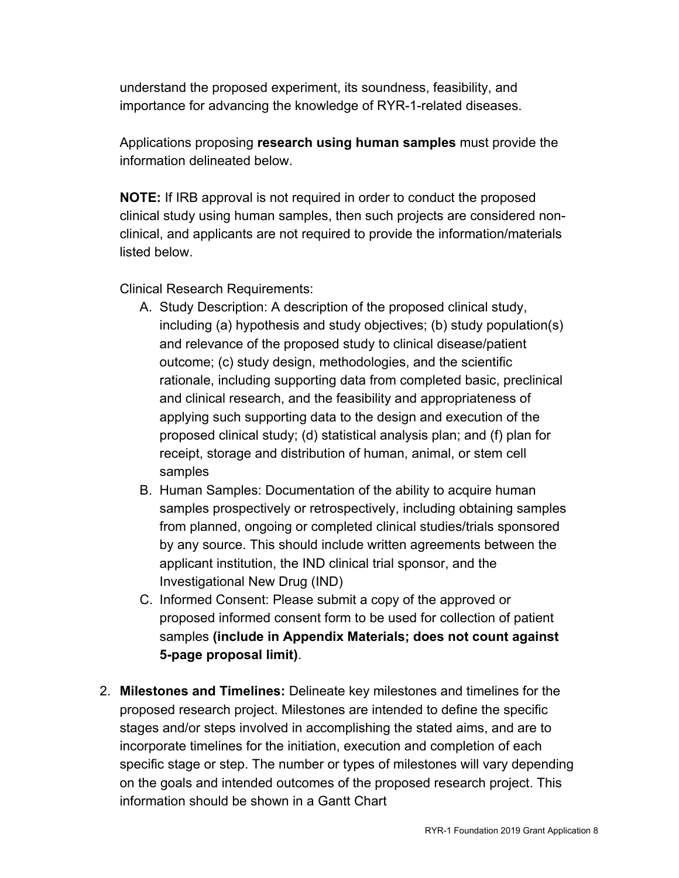understand the proposed experiment, its soundness, feasibility, and importance for advancing the knowledge of RYR-1-related diseases.

Applications proposing **research using human samples** must provide the information delineated below.

**NOTE:** If IRB approval is not required in order to conduct the proposed clinical study using human samples, then such projects are considered non-clinical, and applicants are not required to provide the information/materials listed below.

Clinical Research Requirements:

A. Study Description: A description of the proposed clinical study, including (a) hypothesis and study objectives; (b) study population(s) and relevance of the proposed study to clinical disease/patient outcome; (c) study design, methodologies, and the scientific rationale, including supporting data from completed basic, preclinical and clinical research, and the feasibility and appropriateness of applying such supporting data to the design and execution of the proposed clinical study; (d) statistical analysis plan; and (f) plan for receipt, storage and distribution of human, animal, or stem cell samples
B. Human Samples: Documentation of the ability to acquire human samples prospectively or retrospectively, including obtaining samples from planned, ongoing or completed clinical studies/trials sponsored by any source. This should include written agreements between the applicant institution, the IND clinical trial sponsor, and the Investigational New Drug (IND)
C. Informed Consent: Please submit a copy of the approved or proposed informed consent form to be used for collection of patient samples **(include in Appendix Materials; does not count against 5-page proposal limit)**.

2. **Milestones and Timelines:** Delineate key milestones and timelines for the proposed research project. Milestones are intended to define the specific stages and/or steps involved in accomplishing the stated aims, and are to incorporate timelines for the initiation, execution and completion of each specific stage or step. The number or types of milestones will vary depending on the goals and intended outcomes of the proposed research project. This information should be shown in a Gantt Chart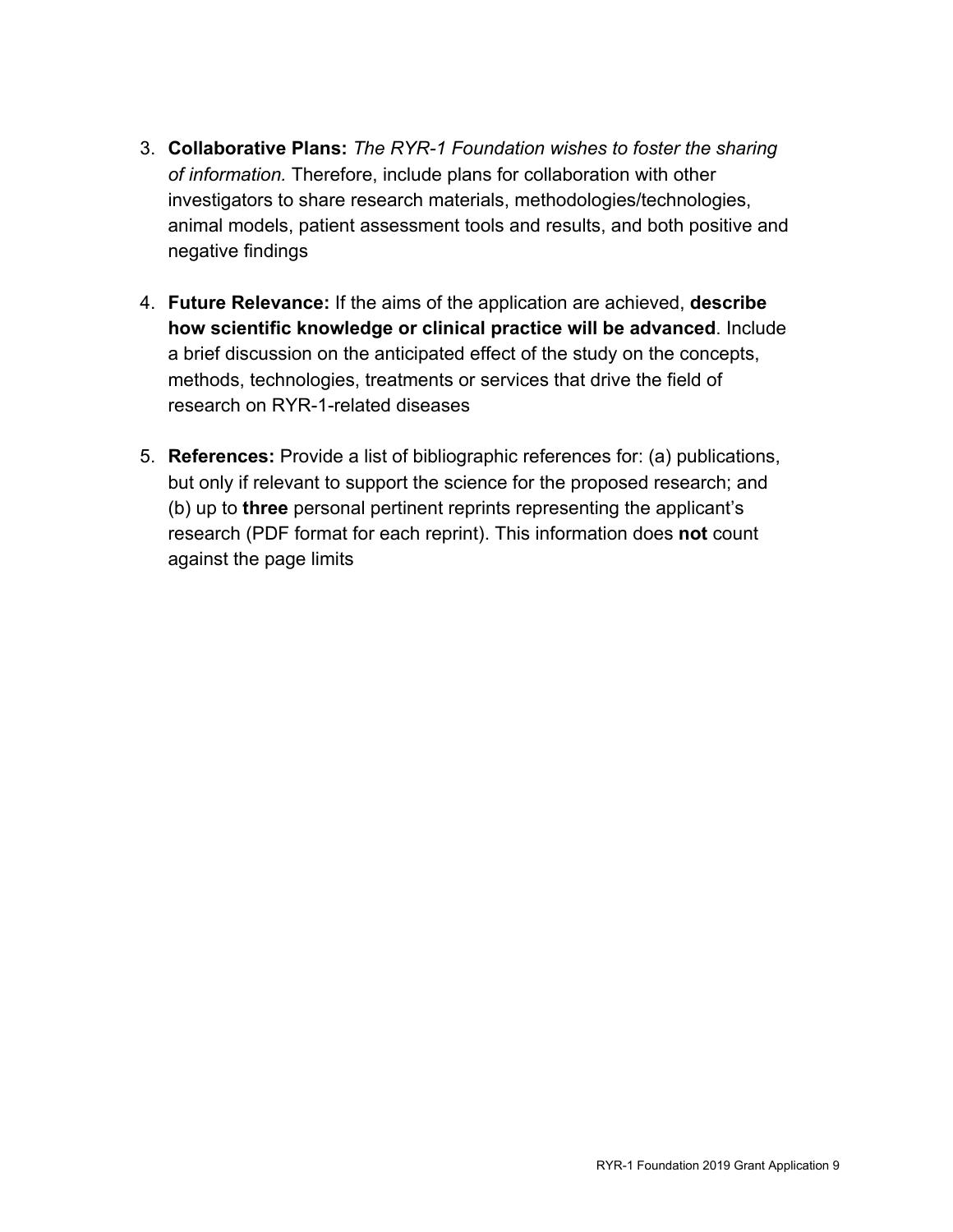3. **Collaborative Plans:** *The RYR-1 Foundation wishes to foster the sharing of information.* Therefore, include plans for collaboration with other investigators to share research materials, methodologies/technologies, animal models, patient assessment tools and results, and both positive and negative findings

4. **Future Relevance:** If the aims of the application are achieved, **describe how scientific knowledge or clinical practice will be advanced**. Include a brief discussion on the anticipated effect of the study on the concepts, methods, technologies, treatments or services that drive the field of research on RYR-1-related diseases

5. **References:** Provide a list of bibliographic references for: (a) publications, but only if relevant to support the science for the proposed research; and (b) up to **three** personal pertinent reprints representing the applicant's research (PDF format for each reprint). This information does **not** count against the page limits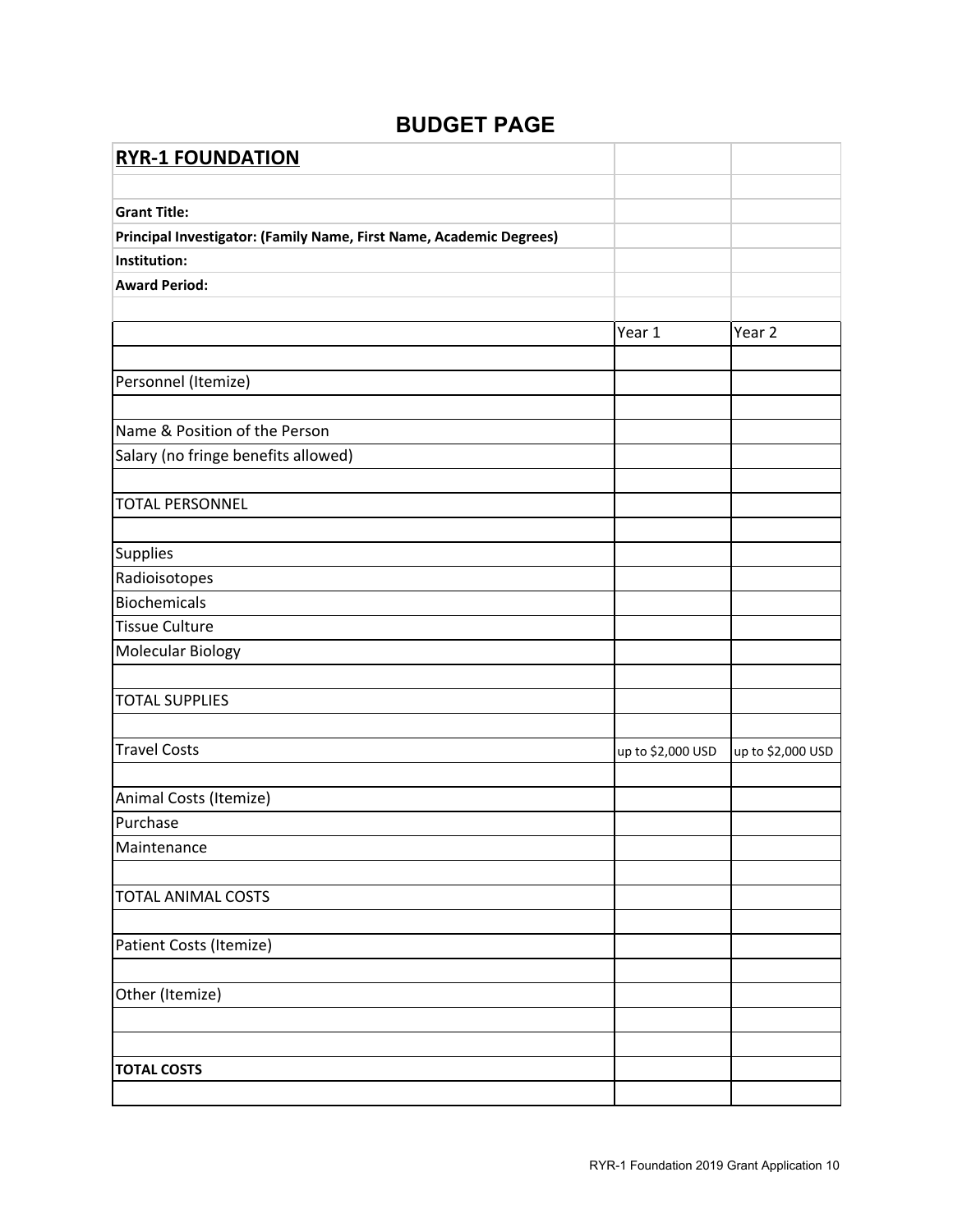# BUDGET PAGE

| | | |
|---|---|---|
| **RYR-1 FOUNDATION** | | |
| | | |
| **Grant Title:** | | |
| **Principal Investigator: (Family Name, First Name, Academic Degrees)** | | |
| **Institution:** | | |
| **Award Period:** | | |
| | | |
| | Year 1 | Year 2 |
| | | |
| Personnel (Itemize) | | |
| | | |
| Name & Position of the Person | | |
| Salary (no fringe benefits allowed) | | |
| | | |
| TOTAL PERSONNEL | | |
| | | |
| Supplies | | |
| Radioisotopes | | |
| Biochemicals | | |
| Tissue Culture | | |
| Molecular Biology | | |
| | | |
| TOTAL SUPPLIES | | |
| | | |
| Travel Costs | up to $2,000 USD | up to $2,000 USD |
| | | |
| Animal Costs (Itemize) | | |
| Purchase | | |
| Maintenance | | |
| | | |
| TOTAL ANIMAL COSTS | | |
| | | |
| Patient Costs (Itemize) | | |
| | | |
| Other (Itemize) | | |
| | | |
| | | |
| **TOTAL COSTS** | | |
| | | |